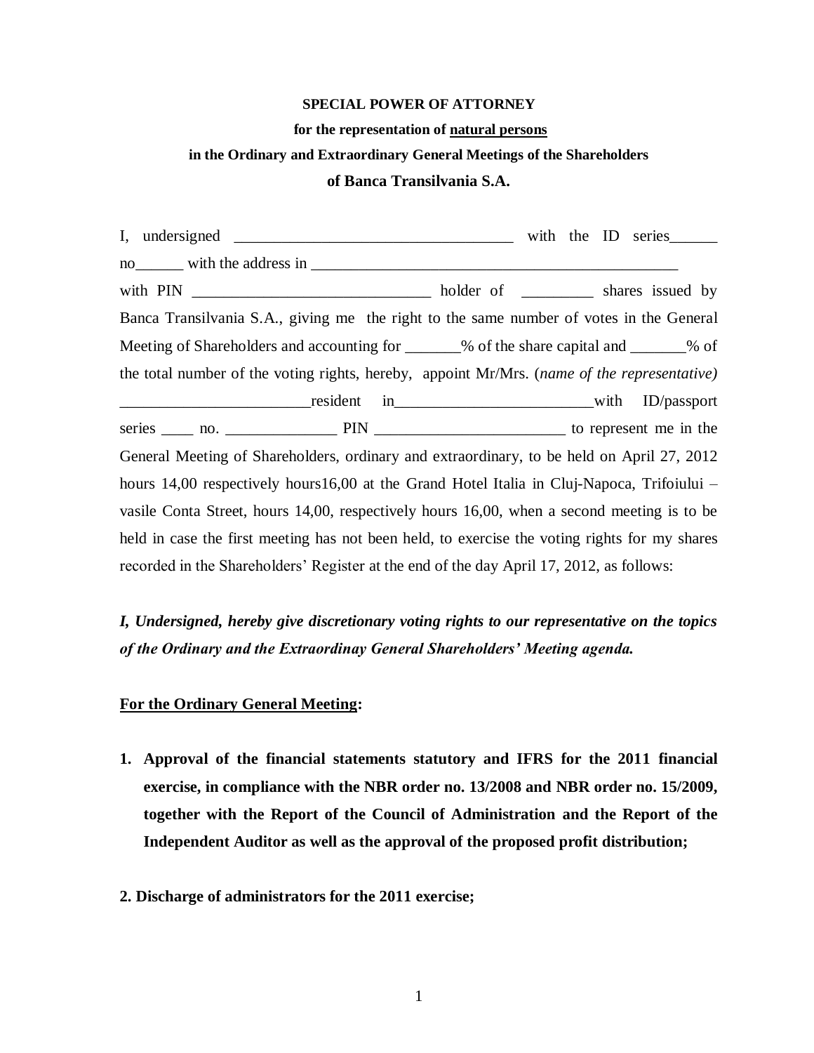**SPECIAL POWER OF ATTORNEY**

**for the representation of natural persons**

**in the Ordinary and Extraordinary General Meetings of the Shareholders**

**of Banca Transilvania S.A.**

I, undersigned ___________________________________ with the ID series______ no______ with the address in ______________________________________________ with PIN _____________________________ holder of _________ shares issued by Banca Transilvania S.A., giving me the right to the same number of votes in the General Meeting of Shareholders and accounting for _______% of the share capital and _______% of the total number of the voting rights, hereby, appoint Mr/Mrs. (*name of the representative)* ________________________resident in_________________________with ID/passport series ____ no. ______________ PIN ________________________ to represent me in the General Meeting of Shareholders, ordinary and extraordinary, to be held on April 27, 2012 hours 14,00 respectively hours16,00 at the Grand Hotel Italia in Cluj-Napoca, Trifoiului – vasile Conta Street, hours 14,00, respectively hours 16,00, when a second meeting is to be held in case the first meeting has not been held, to exercise the voting rights for my shares recorded in the Shareholders' Register at the end of the day April 17, 2012, as follows:

***I, Undersigned, hereby give discretionary voting rights to our representative on the topics of the Ordinary and the Extraordinay General Shareholders' Meeting agenda.***

**For the Ordinary General Meeting:**

1. **Approval of the financial statements statutory and IFRS for the 2011 financial exercise, in compliance with the NBR order no. 13/2008 and NBR order no. 15/2009, together with the Report of the Council of Administration and the Report of the Independent Auditor as well as the approval of the proposed profit distribution;**

2. **Discharge of administrators for the 2011 exercise;**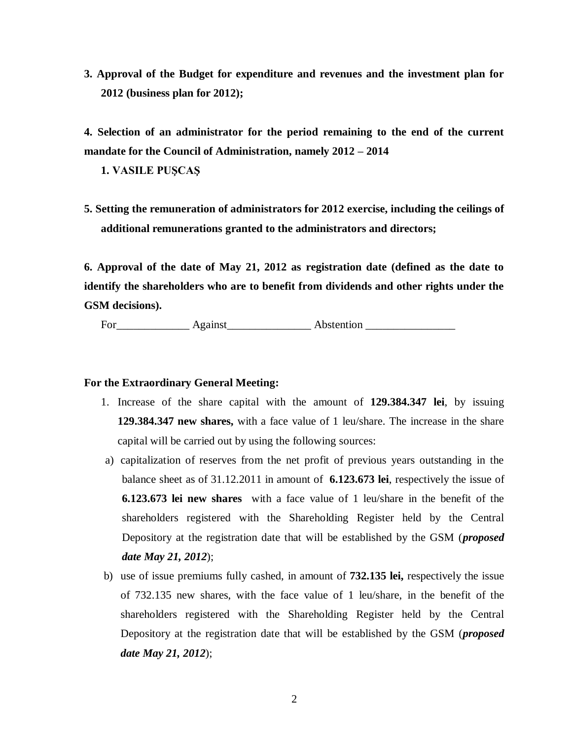**3. Approval of the Budget for expenditure and revenues and the investment plan for 2012 (business plan for 2012);**

**4. Selection of an administrator for the period remaining to the end of the current mandate for the Council of Administration, namely 2012 – 2014**

**1. VASILE PUŞCAŞ**

**5. Setting the remuneration of administrators for 2012 exercise, including the ceilings of additional remunerations granted to the administrators and directors;**

**6. Approval of the date of May 21, 2012 as registration date (defined as the date to identify the shareholders who are to benefit from dividends and other rights under the GSM decisions).**

For_____________ Against_______________ Abstention ________________

**For the Extraordinary General Meeting:**

1. Increase of the share capital with the amount of **129.384.347 lei**, by issuing **129.384.347 new shares,** with a face value of 1 leu/share. The increase in the share capital will be carried out by using the following sources:

a) capitalization of reserves from the net profit of previous years outstanding in the balance sheet as of 31.12.2011 in amount of **6.123.673 lei**, respectively the issue of **6.123.673 lei new shares** with a face value of 1 leu/share in the benefit of the shareholders registered with the Shareholding Register held by the Central Depository at the registration date that will be established by the GSM (***proposed date May 21, 2012***);

b) use of issue premiums fully cashed, in amount of **732.135 lei,** respectively the issue of 732.135 new shares, with the face value of 1 leu/share, in the benefit of the shareholders registered with the Shareholding Register held by the Central Depository at the registration date that will be established by the GSM (***proposed date May 21, 2012***);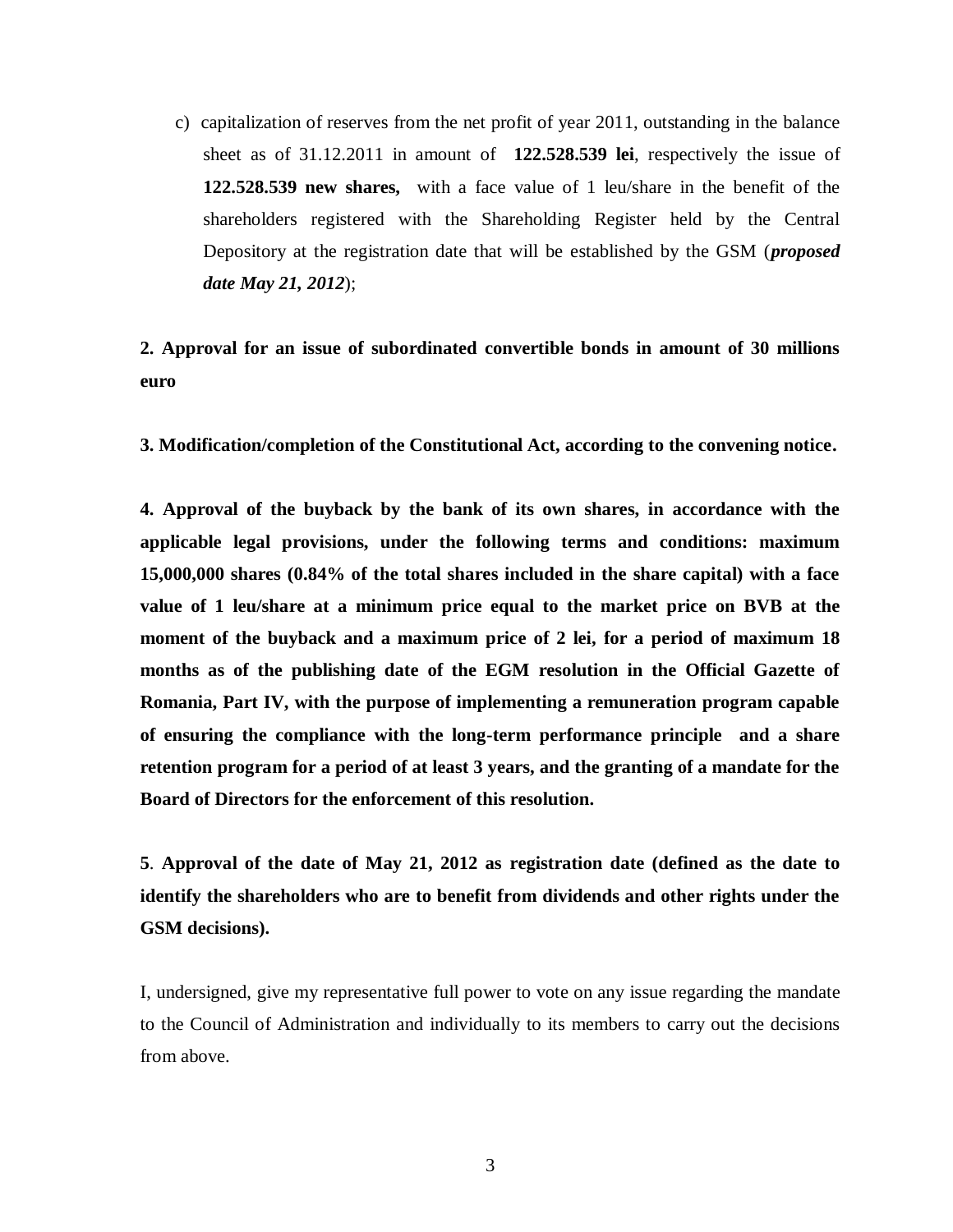c) capitalization of reserves from the net profit of year 2011, outstanding in the balance sheet as of 31.12.2011 in amount of **122.528.539 lei**, respectively the issue of **122.528.539 new shares,** with a face value of 1 leu/share in the benefit of the shareholders registered with the Shareholding Register held by the Central Depository at the registration date that will be established by the GSM (***proposed date May 21, 2012***);

**2. Approval for an issue of subordinated convertible bonds in amount of 30 millions euro**

**3. Modification/completion of the Constitutional Act, according to the convening notice.**

**4. Approval of the buyback by the bank of its own shares, in accordance with the applicable legal provisions, under the following terms and conditions: maximum 15,000,000 shares (0.84% of the total shares included in the share capital) with a face value of 1 leu/share at a minimum price equal to the market price on BVB at the moment of the buyback and a maximum price of 2 lei, for a period of maximum 18 months as of the publishing date of the EGM resolution in the Official Gazette of Romania, Part IV, with the purpose of implementing a remuneration program capable of ensuring the compliance with the long-term performance principle and a share retention program for a period of at least 3 years, and the granting of a mandate for the Board of Directors for the enforcement of this resolution.**

**5**. **Approval of the date of May 21, 2012 as registration date (defined as the date to identify the shareholders who are to benefit from dividends and other rights under the GSM decisions).**

I, undersigned, give my representative full power to vote on any issue regarding the mandate to the Council of Administration and individually to its members to carry out the decisions from above.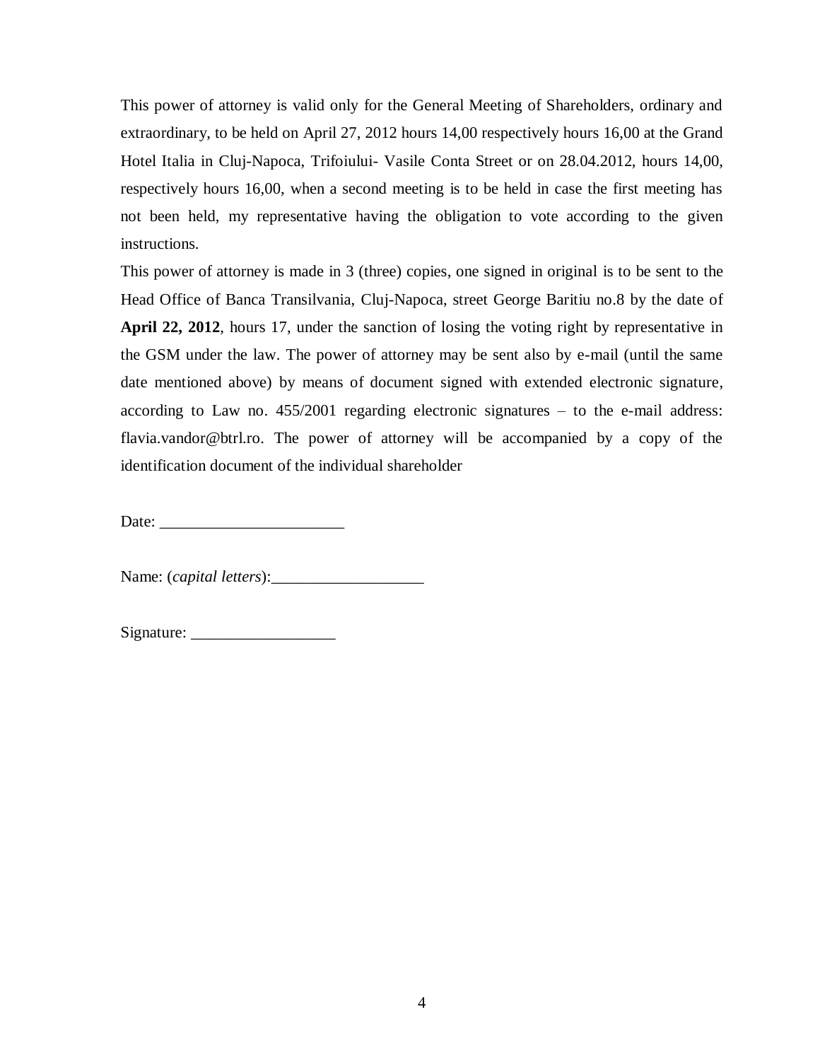This power of attorney is valid only for the General Meeting of Shareholders, ordinary and extraordinary, to be held on April 27, 2012 hours 14,00 respectively hours 16,00 at the Grand Hotel Italia in Cluj-Napoca, Trifoiului- Vasile Conta Street or on 28.04.2012, hours 14,00, respectively hours 16,00, when a second meeting is to be held in case the first meeting has not been held, my representative having the obligation to vote according to the given instructions.

This power of attorney is made in 3 (three) copies, one signed in original is to be sent to the Head Office of Banca Transilvania, Cluj-Napoca, street George Baritiu no.8 by the date of **April 22, 2012**, hours 17, under the sanction of losing the voting right by representative in the GSM under the law. The power of attorney may be sent also by e-mail (until the same date mentioned above) by means of document signed with extended electronic signature, according to Law no. 455/2001 regarding electronic signatures – to the e-mail address: flavia.vandor@btrl.ro. The power of attorney will be accompanied by a copy of the identification document of the individual shareholder

Date: _______________________

Name: (*capital letters*):___________________

Signature: __________________